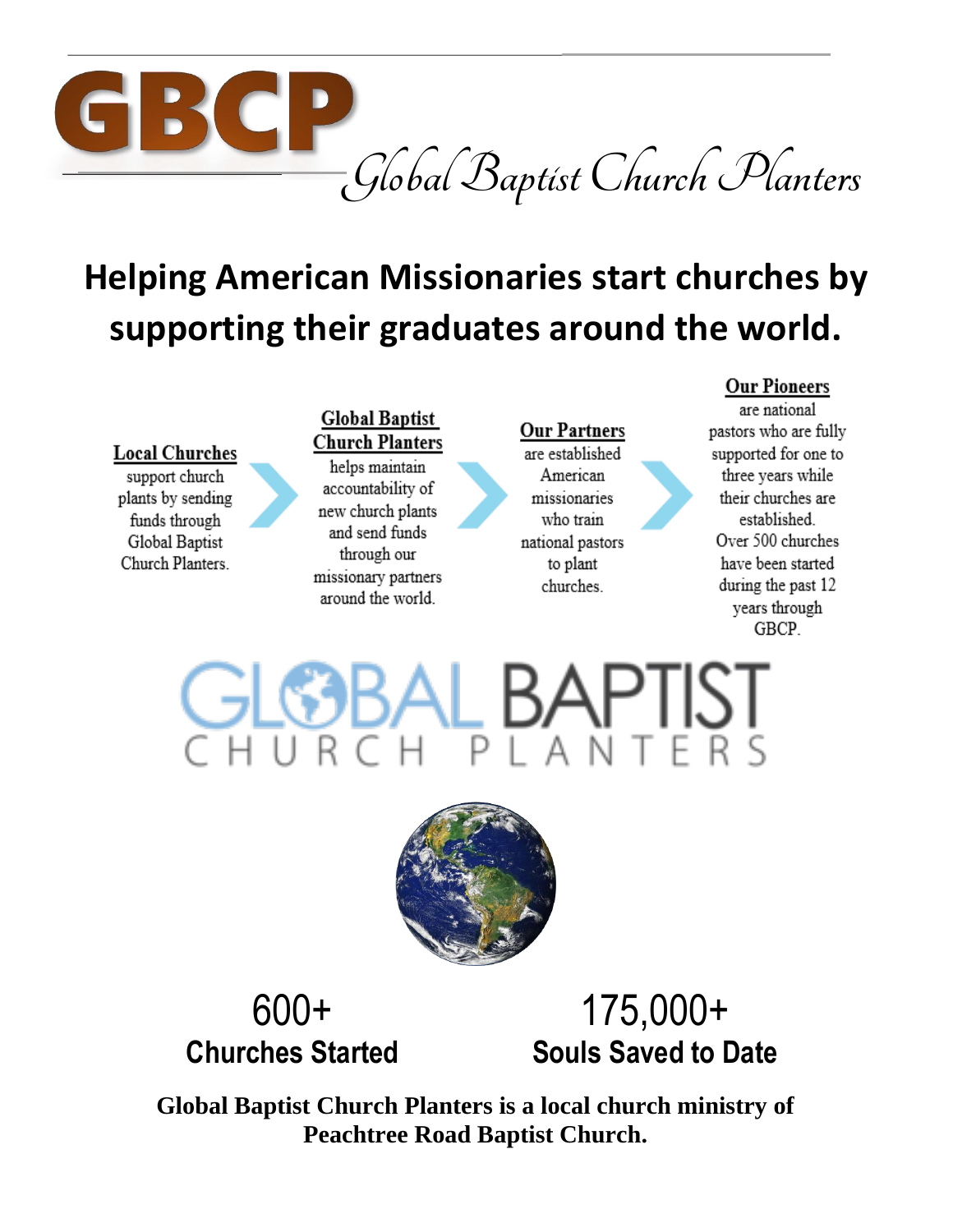# GBCP

*Global Baptist Church Planters*

## Helping American Missionaries start churches by supporting their graduates around the world.

**Local Churches** support church plants by sending funds through Global Baptist Church Planters.

**Global Baptist Church Planters** helps maintain accountability of new church plants and send funds through our missionary partners around the world.

**Our Partners** are established American missionaries who train national pastors to plant churches.

**Our Pioneers** are national pastors who are fully supported for one to three years while their churches are established. Over 500 churches have been started during the past 12 years through GBCP.

GLOBAL BAPTIST CHURCH PLANTERS

600+
**Churches Started**

175,000+
**Souls Saved to Date**

**Global Baptist Church Planters is a local church ministry of Peachtree Road Baptist Church.**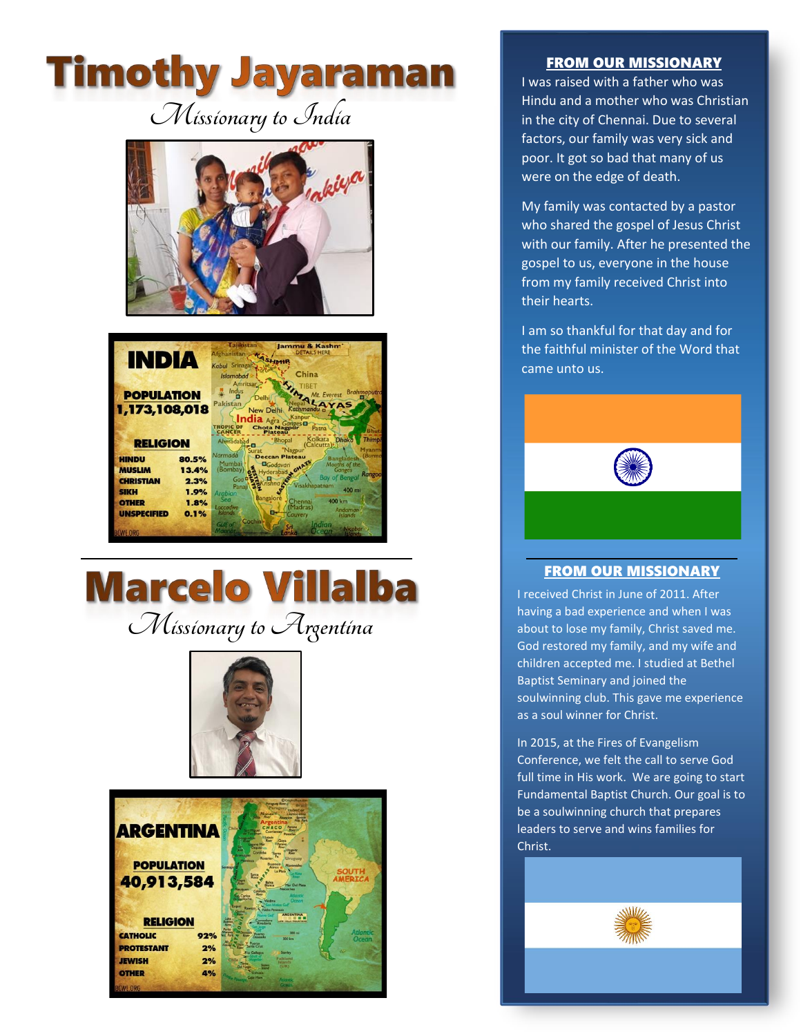# Timothy Jayaraman

*Missionary to India*

## FROM OUR MISSIONARY

I was raised with a father who was Hindu and a mother who was Christian in the city of Chennai. Due to several factors, our family was very sick and poor. It got so bad that many of us were on the edge of death.

My family was contacted by a pastor who shared the gospel of Jesus Christ with our family. After he presented the gospel to us, everyone in the house from my family received Christ into their hearts.

I am so thankful for that day and for the faithful minister of the Word that came unto us.

**INDIA**

**POPULATION**
**1,173,108,018**

**RELIGION**

| | |
|---|---|
| HINDU | 80.5% |
| MUSLIM | 13.4% |
| CHRISTIAN | 2.3% |
| SIKH | 1.9% |
| OTHER | 1.8% |
| UNSPECIFIED | 0.1% |

---

# Marcelo Villalba

*Missionary to Argentina*

## FROM OUR MISSIONARY

I received Christ in June of 2011. After having a bad experience and when I was about to lose my family, Christ saved me. God restored my family, and my wife and children accepted me. I studied at Bethel Baptist Seminary and joined the soulwinning club. This gave me experience as a soul winner for Christ.

In 2015, at the Fires of Evangelism Conference, we felt the call to serve God full time in His work. We are going to start Fundamental Baptist Church. Our goal is to be a soulwinning church that prepares leaders to serve and wins families for Christ.

**ARGENTINA**

**POPULATION**
**40,913,584**

**RELIGION**

| | |
|---|---|
| CATHOLIC | 92% |
| PROTESTANT | 2% |
| JEWISH | 2% |
| OTHER | 4% |